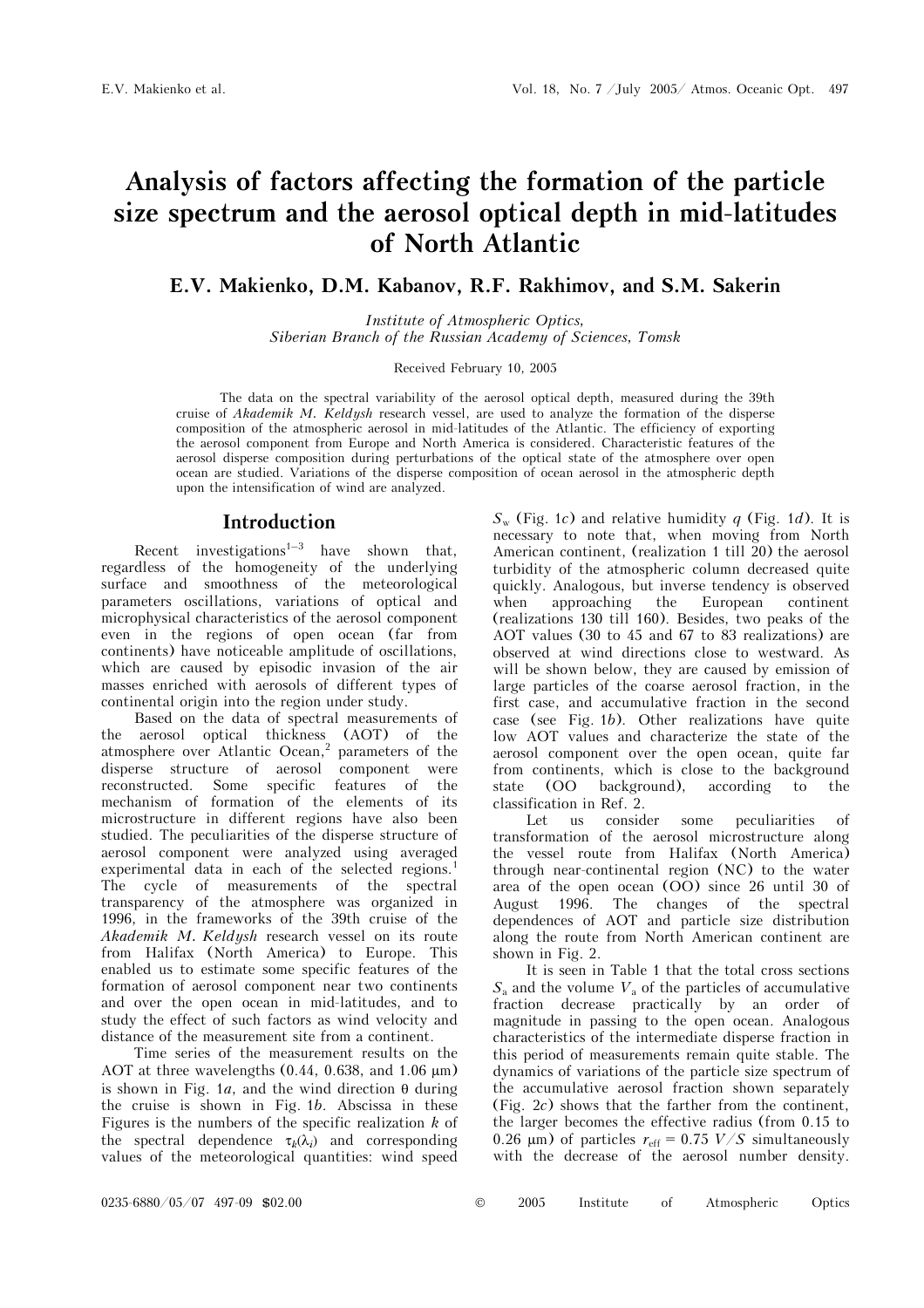# Analysis of factors affecting the formation of the particle size spectrum and the aerosol optical depth in mid-latitudes of North Atlantic

**E.V. Makienko, D.M. Kabanov, R.F. Rakhimov, and S.M. Sakerin**

*Institute of Atmospheric Optics, Siberian Branch of the Russian Academy of Sciences, Tomsk*

Received February 10, 2005

The data on the spectral variability of the aerosol optical depth, measured during the 39th cruise of *Akademik M. Keldysh* research vessel, are used to analyze the formation of the disperse composition of the atmospheric aerosol in mid-latitudes of the Atlantic. The efficiency of exporting the aerosol component from Europe and North America is considered. Characteristic features of the aerosol disperse composition during perturbations of the optical state of the atmosphere over open ocean are studied. Variations of the disperse composition of ocean aerosol in the atmospheric depth upon the intensification of wind are analyzed.

## Introduction

Recent investigations[1–3] have shown that, regardless of the homogeneity of the underlying surface and smoothness of the meteorological parameters oscillations, variations of optical and microphysical characteristics of the aerosol component even in the regions of open ocean (far from continents) have noticeable amplitude of oscillations, which are caused by episodic invasion of the air masses enriched with aerosols of different types of continental origin into the region under study.

Based on the data of spectral measurements of the aerosol optical thickness (AOT) of the atmosphere over Atlantic Ocean,[2] parameters of the disperse structure of aerosol component were reconstructed. Some specific features of the mechanism of formation of the elements of its microstructure in different regions have also been studied. The peculiarities of the disperse structure of aerosol component were analyzed using averaged experimental data in each of the selected regions.[1] The cycle of measurements of the spectral transparency of the atmosphere was organized in 1996, in the frameworks of the 39th cruise of the *Akademik M. Keldysh* research vessel on its route from Halifax (North America) to Europe. This enabled us to estimate some specific features of the formation of aerosol component near two continents and over the open ocean in mid-latitudes, and to study the effect of such factors as wind velocity and distance of the measurement site from a continent.

Time series of the measurement results on the AOT at three wavelengths (0.44, 0.638, and 1.06 μm) is shown in Fig. 1*a*, and the wind direction θ during the cruise is shown in Fig. 1*b*. Abscissa in these Figures is the numbers of the specific realization $k$ of the spectral dependence $\tau_k(\lambda_i)$ and corresponding values of the meteorological quantities: wind speed $S_w$ (Fig. 1*c*) and relative humidity $q$ (Fig. 1*d*). It is necessary to note that, when moving from North American continent, (realization 1 till 20) the aerosol turbidity of the atmospheric column decreased quite quickly. Analogous, but inverse tendency is observed when approaching the European continent (realizations 130 till 160). Besides, two peaks of the AOT values (30 to 45 and 67 to 83 realizations) are observed at wind directions close to westward. As will be shown below, they are caused by emission of large particles of the coarse aerosol fraction, in the first case, and accumulative fraction in the second case (see Fig. 1*b*). Other realizations have quite low AOT values and characterize the state of the aerosol component over the open ocean, quite far from continents, which is close to the background state (OO background), according to the classification in Ref. 2.

Let us consider some peculiarities of transformation of the aerosol microstructure along the vessel route from Halifax (North America) through near-continental region (NC) to the water area of the open ocean (OO) since 26 until 30 of August 1996. The changes of the spectral dependences of AOT and particle size distribution along the route from North American continent are shown in Fig. 2.

It is seen in Table 1 that the total cross sections $S_a$ and the volume $V_a$ of the particles of accumulative fraction decrease practically by an order of magnitude in passing to the open ocean. Analogous characteristics of the intermediate disperse fraction in this period of measurements remain quite stable. The dynamics of variations of the particle size spectrum of the accumulative aerosol fraction shown separately (Fig. 2*c*) shows that the farther from the continent, the larger becomes the effective radius (from 0.15 to 0.26 μm) of particles $r_{\text{eff}} = 0.75\ V/S$ simultaneously with the decrease of the aerosol number density.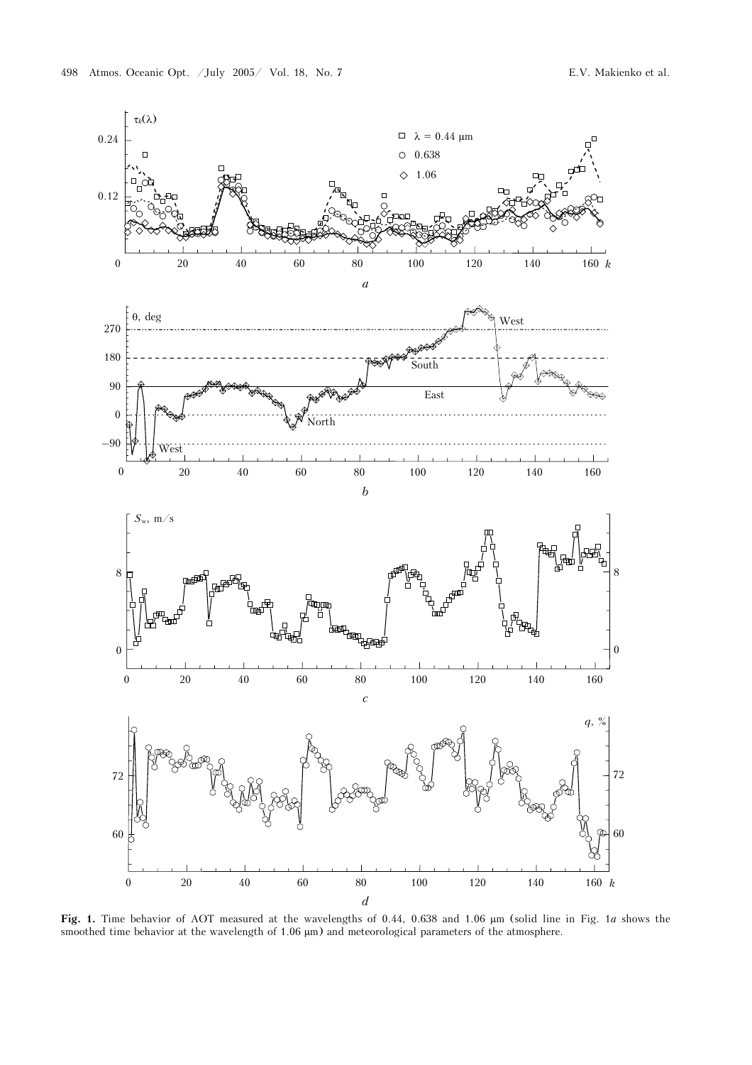**Fig. 1.** Time behavior of AOT measured at the wavelengths of 0.44, 0.638 and 1.06 μm (solid line in Fig. 1*a* shows the smoothed time behavior at the wavelength of 1.06 μm) and meteorological parameters of the atmosphere.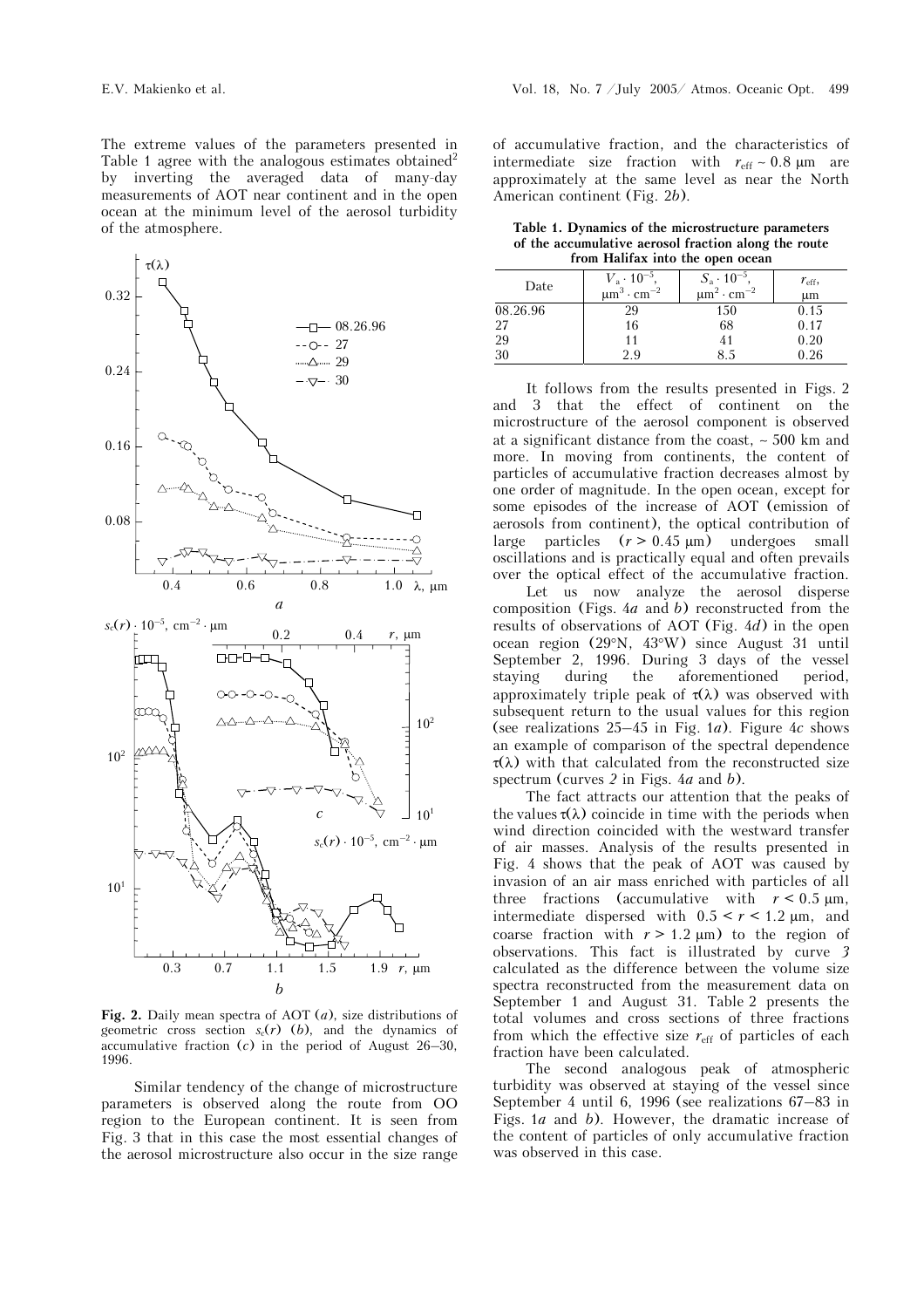The extreme values of the parameters presented in Table 1 agree with the analogous estimates obtained[2] by inverting the averaged data of many-day measurements of AOT near continant and in the open ocean at the minimum level of the aerosol turbidity of the atmosphere.

**Fig. 2.** Daily mean spectra of AOT (*a*), size distributions of geometric cross section $s_c(r)$ (*b*), and the dynamics of accumulative fraction (*c*) in the period of August 26–30, 1996.

Similar tendency of the change of microstructure parameters is observed along the route from OO region to the European continent. It is seen from Fig. 3 that in this case the most essential changes of the aerosol microstructure also occur in the size range of accumulative fraction, and the characteristics of intermediate size fraction with $r_{eff} \sim 0.8$ μm are approximately at the same level as near the North American continent (Fig. 2*b*).

**Table 1. Dynamics of the microstructure parameters of the accumulative aerosol fraction along the route from Halifax into the open ocean**

| Date | $V_a \cdot 10^{-5}$, $\mu m^3 \cdot cm^{-2}$ | $S_a \cdot 10^{-5}$, $\mu m^2 \cdot cm^{-2}$ | $r_{eff}$, μm |
|---|---|---|---|
| 08.26.96 | 29 | 150 | 0.15 |
| 27 | 16 | 68 | 0.17 |
| 29 | 11 | 41 | 0.20 |
| 30 | 2.9 | 8.5 | 0.26 |

It follows from the results presented in Figs. 2 and 3 that the effect of continent on the microstructure of the aerosol component is observed at a significant distance from the coast, ~ 500 km and more. In moving from continents, the content of particles of accumulative fraction decreases almost by one order of magnitude. In the open ocean, except for some episodes of the increase of AOT (emission of aerosols from continent), the optical contribution of large particles ($r > 0.45$ μm) undergoes small oscillations and is practically equal and often prevails over the optical effect of the accumulative fraction.

Let us now analyze the aerosol disperse composition (Figs. 4*a* and *b*) reconstructed from the results of observations of AOT (Fig. 4*d*) in the open ocean region (29°N, 43°W) since August 31 until September 2, 1996. During 3 days of the vessel staying during the aforementioned period, approximately triple peak of $\tau(\lambda)$ was observed with subsequent return to the usual values for this region (see realizations 25–45 in Fig. 1*a*). Figure 4*c* shows an example of comparison of the spectral dependence $\tau(\lambda)$ with that calculated from the reconstructed size spectrum (curves *2* in Figs. 4*a* and *b*).

The fact attracts our attention that the peaks of the values $\tau(\lambda)$ coincide in time with the periods when wind direction coincided with the westward transfer of air masses. Analysis of the results presented in Fig. 4 shows that the peak of AOT was caused by invasion of an air mass enriched with particles of all three fractions (accumulative with $r < 0.5$ μm, intermediate dispersed with $0.5 < r < 1.2$ μm, and coarse fraction with $r > 1.2$ μm) to the region of observations. This fact is illustrated by curve *3* calculated as the difference between the volume size spectra reconstructed from the measurement data on September 1 and August 31. Table 2 presents the total volumes and cross sections of three fractions from which the effective size $r_{eff}$ of particles of each fraction have been calculated.

The second analogous peak of atmospheric turbidity was observed at staying of the vessel since September 4 until 6, 1996 (see realizations 67–83 in Figs. 1*a* and *b*). However, the dramatic increase of the content of particles of only accumulative fraction was observed in this case.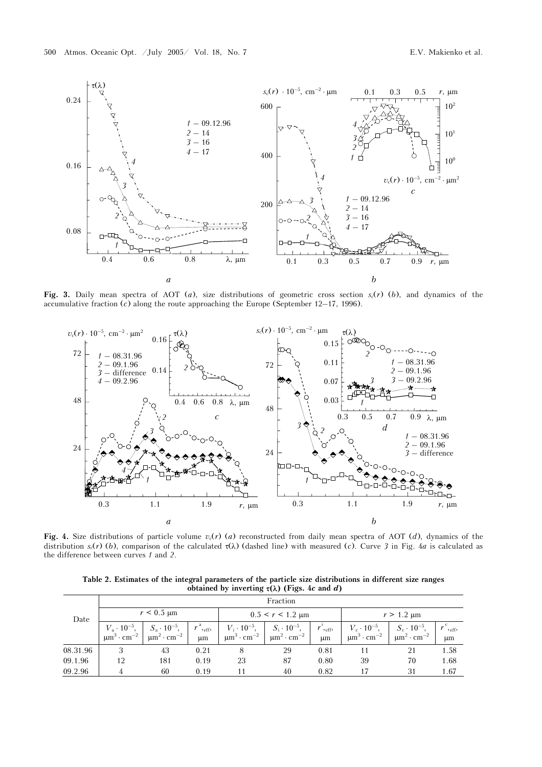**Fig. 3.** Daily mean spectra of AOT (*a*), size distributions of geometric cross section $s_c(r)$ (*b*), and dynamics of the accumulative fraction (*c*) along the route approaching the Europe (September 12–17, 1996).

**Fig. 4.** Size distributions of particle volume $v_c(r)$ (*a*) reconstructed from daily mean spectra of AOT (*d*), dynamics of the distribution $s_c(r)$ (*b*), comparison of the calculated $\tau(\lambda)$ (dashed line) with measured (*c*). Curve *3* in Fig. 4*a* is calculated as the difference between curves *1* and *2*.

**Table 2. Estimates of the integral parameters of the particle size distributions in different size ranges obtained by inverting $\tau(\lambda)$ (Figs. 4*c* and *d*)**

| Date | Fraction | | | | | | | | |
|---|---|---|---|---|---|---|---|---|---|
| | $r < 0.5$ μm | | | $0.5 < r < 1.2$ μm | | | $r > 1.2$ μm | | |
| | $V_a \cdot 10^{-5}$, $\mu m^3 \cdot cm^{-2}$ | $S_a \cdot 10^{-5}$, $\mu m^2 \cdot cm^{-2}$ | $r^a_{eff}$, μm | $V_i \cdot 10^{-5}$, $\mu m^3 \cdot cm^{-2}$ | $S_i \cdot 10^{-5}$, $\mu m^2 \cdot cm^{-2}$ | $r^i_{eff}$, μm | $V_c \cdot 10^{-5}$, $\mu m^3 \cdot cm^{-2}$ | $S_c \cdot 10^{-5}$, $\mu m^2 \cdot cm^{-2}$ | $r^c_{eff}$, μm |
| 08.31.96 | 3 | 43 | 0.21 | 8 | 29 | 0.81 | 11 | 21 | 1.58 |
| 09.1.96 | 12 | 181 | 0.19 | 23 | 87 | 0.80 | 39 | 70 | 1.68 |
| 09.2.96 | 4 | 60 | 0.19 | 11 | 40 | 0.82 | 17 | 31 | 1.67 |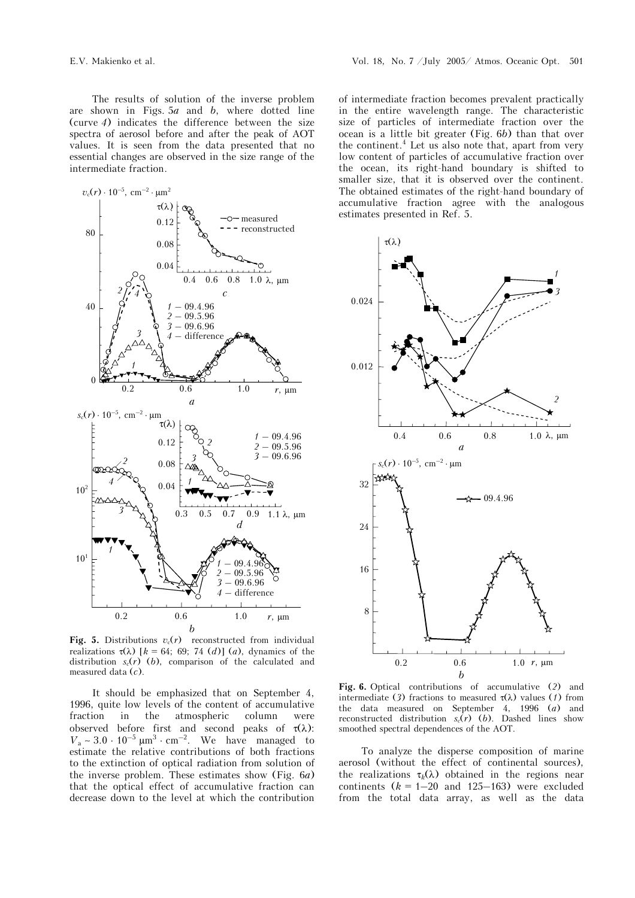The results of solution of the inverse problem are shown in Figs. 5*a* and *b*, where dotted line (curve *4*) indicates the difference between the size spectra of aerosol before and after the peak of AOT values. It is seen from the data presented that no essential changes are observed in the size range of the intermediate fraction.

**Fig. 5.** Distributions $v_c(r)$ reconstructed from individual realizations $\tau(\lambda)$ [$k$ = 64; 69; 74 (*d*)] (*a*), dynamics of the distribution $s_c(r)$ (*b*), comparison of the calculated and measured data (*c*).

It should be emphasized that on September 4, 1996, quite low levels of the content of accumulative fraction in the atmospheric column were observed before first and second peaks of $\tau(\lambda)$: $V_a \sim 3.0 \cdot 10^{-5}\ \mu m^3 \cdot cm^{-2}$. We have managed to estimate the relative contributions of both fractions to the extinction of optical radiation from solution of the inverse problem. These estimates show (Fig. 6*a*) that the optical effect of accumulative fraction can decrease down to the level at which the contribution of intermediate fraction becomes prevalent practically in the entire wavelength range. The characteristic size of particles of intermediate fraction over the ocean is a little bit greater (Fig. 6*b*) than that over the continent.[4] Let us also note that, apart from very low content of particles of accumulative fraction over the ocean, its right-hand boundary is shifted to smaller size, that it is observed over the continent. The obtained estimates of the right-hand boundary of accumulative fraction agree with the analogous estimates presented in Ref. 5.

**Fig. 6.** Optical contributions of accumulative (*2*) and intermediate (*3*) fractions to measured $\tau(\lambda)$ values (*1*) from the data measured on September 4, 1996 (*a*) and reconstructed distribution $s_c(r)$ (*b*). Dashed lines show smoothed spectral dependences of the AOT.

To analyze the disperse composition of marine aerosol (without the effect of continental sources), the realizations $\tau_k(\lambda)$ obtained in the regions near continents ($k$ = 1–20 and 125–163) were excluded from the total data array, as well as the data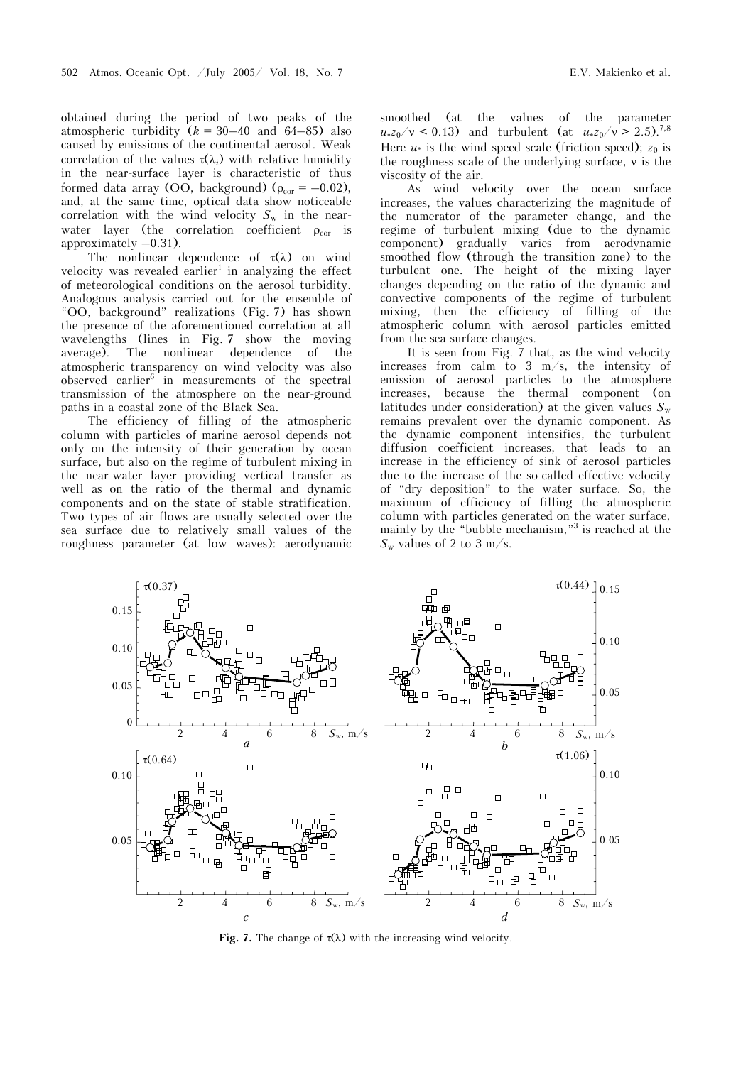obtained during the period of two peaks of the atmospheric turbidity ($k$ = 30–40 and 64–85) also caused by emissions of the continental aerosol. Weak correlation of the values $\tau(\lambda_i)$ with relative humidity in the near-surface layer is characteristic of thus formed data array (OO, background) ($\rho_{cor} = -0.02$), and, at the same time, optical data show noticeable correlation with the wind velocity $S_w$ in the near-water layer (the correlation coefficient $\rho_{cor}$ is approximately $-0.31$).

The nonlinear dependence of $\tau(\lambda)$ on wind velocity was revealed earlier[1] in analyzing the effect of meteorological conditions on the aerosol turbidity. Analogous analysis carried out for the ensemble of "OO, background" realizations (Fig. 7) has shown the presence of the aforementioned correlation at all wavelengths (lines in Fig. 7 show the moving average). The nonlinear dependence of the atmospheric transparency on wind velocity was also observed earlier[6] in measurements of the spectral transmission of the atmosphere on the near-ground paths in a coastal zone of the Black Sea.

The efficiency of filling of the atmospheric column with particles of marine aerosol depends not only on the intensity of their generation by ocean surface, but also on the regime of turbulent mixing in the near-water layer providing vertical transfer as well as on the ratio of the thermal and dynamic components and on the state of stable stratification. Two types of air flows are usually selected over the sea surface due to relatively small values of the roughness parameter (at low waves): aerodynamic smoothed (at the values of the parameter $u_* z_0/\nu < 0.13$) and turbulent (at $u_* z_0/\nu > 2.5$).[7,8] Here $u_*$ is the wind speed scale (friction speed); $z_0$ is the roughness scale of the underlying surface, $\nu$ is the viscosity of the air.

As wind velocity over the ocean surface increases, the values characterizing the magnitude of the numerator of the parameter change, and the regime of turbulent mixing (due to the dynamic component) gradually varies from aerodynamic smoothed flow (through the transition zone) to the turbulent one. The height of the mixing layer changes depending on the ratio of the dynamic and convective components of the regime of turbulent mixing, then the efficiency of filling of the atmospheric column with aerosol particles emitted from the sea surface changes.

It is seen from Fig. 7 that, as the wind velocity increases from calm to 3 m/s, the intensity of emission of aerosol particles to the atmosphere increases, because the thermal component (on latitudes under consideration) at the given values $S_w$ remains prevalent over the dynamic component. As the dynamic component intensifies, the turbulent diffusion coefficient increases, that leads to an increase in the efficiency of sink of aerosol particles due to the increase of the so-called effective velocity of "dry deposition" to the water surface. So, the maximum of efficiency of filling the atmospheric column with particles generated on the water surface, mainly by the "bubble mechanism,"[3] is reached at the $S_w$ values of 2 to 3 m/s.

**Fig. 7.** The change of $\tau(\lambda)$ with the increasing wind velocity.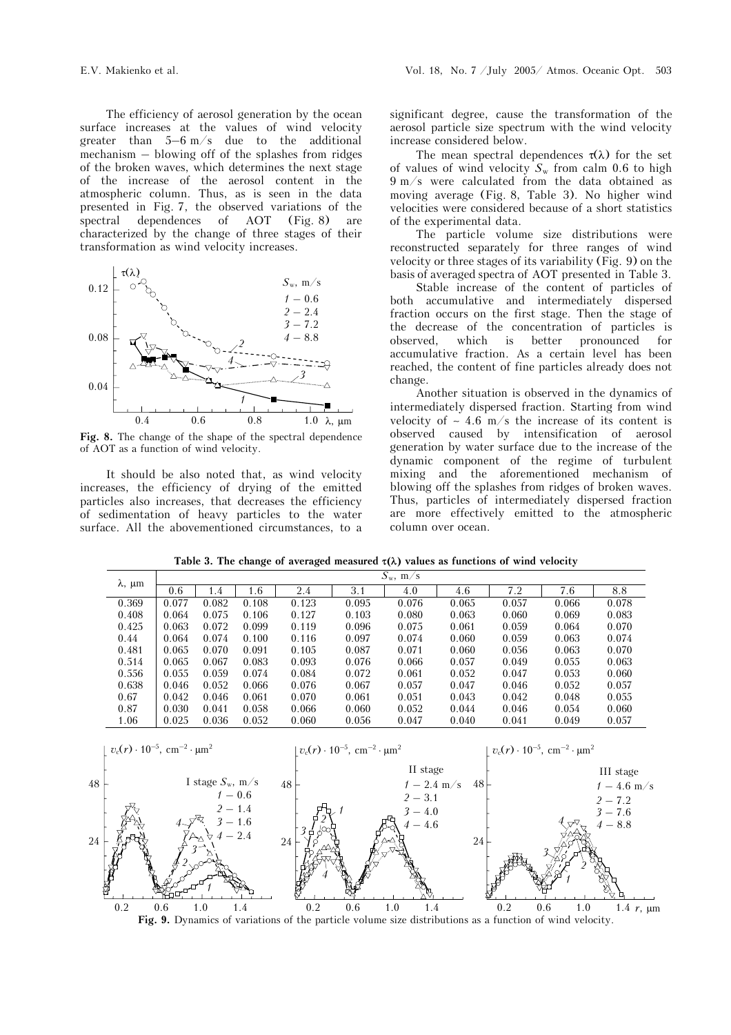The efficiency of aerosol generation by the ocean surface increases at the values of wind velocity greater than 5–6 m/s due to the additional mechanism – blowing off of the splashes from ridges of the broken waves, which determines the next stage of the increase of the aerosol content in the atmospheric column. Thus, as is seen in the data presented in Fig. 7, the observed variations of the spectral dependences of AOT (Fig. 8) are characterized by the change of three stages of their transformation as wind velocity increases.

**Fig. 8.** The change of the shape of the spectral dependence of AOT as a function of wind velocity.

It should be also noted that, as wind velocity increases, the efficiency of drying of the emitted particles also increases, that decreases the efficiency of sedimentation of heavy particles to the water surface. All the abovementioned circumstances, to a significant degree, cause the transformation of the aerosol particle size spectrum with the wind velocity increase considered below.

The mean spectral dependences $\tau(\lambda)$ for the set of values of wind velocity $S_w$ from calm 0.6 to high 9 m/s were calculated from the data obtained as moving average (Fig. 8, Table 3). No higher wind velocities were considered because of a short statistics of the experimental data.

The particle volume size distributions were reconstructed separately for three ranges of wind velocity or three stages of its variability (Fig. 9) on the basis of averaged spectra of AOT presented in Table 3.

Stable increase of the content of particles of both accumulative and intermediately dispersed fraction occurs on the first stage. Then the stage of the decrease of the concentration of particles is observed, which is better pronounced for accumulative fraction. As a certain level has been reached, the content of fine particles already does not change.

Another situation is observed in the dynamics of intermediately dispersed fraction. Starting from wind velocity of ~ 4.6 m/s the increase of its content is observed caused by intensification of aerosol generation by water surface due to the increase of the dynamic component of the regime of turbulent mixing and the aforementioned mechanism of blowing off the splashes from ridges of broken waves. Thus, particles of intermediately dispersed fraction are more effectively emitted to the atmospheric column over ocean.

**Table 3. The change of averaged measured $\tau(\lambda)$ values as functions of wind velocity**

| λ, μm | $S_w$, m/s | | | | | | | | | |
|---|---|---|---|---|---|---|---|---|---|---|
| | 0.6 | 1.4 | 1.6 | 2.4 | 3.1 | 4.0 | 4.6 | 7.2 | 7.6 | 8.8 |
| 0.369 | 0.077 | 0.082 | 0.108 | 0.123 | 0.095 | 0.076 | 0.065 | 0.057 | 0.066 | 0.078 |
| 0.408 | 0.064 | 0.075 | 0.106 | 0.127 | 0.103 | 0.080 | 0.063 | 0.060 | 0.069 | 0.083 |
| 0.425 | 0.063 | 0.072 | 0.099 | 0.119 | 0.096 | 0.075 | 0.061 | 0.059 | 0.064 | 0.070 |
| 0.44 | 0.064 | 0.074 | 0.100 | 0.116 | 0.097 | 0.074 | 0.060 | 0.059 | 0.063 | 0.074 |
| 0.481 | 0.065 | 0.070 | 0.091 | 0.105 | 0.087 | 0.071 | 0.060 | 0.056 | 0.063 | 0.070 |
| 0.514 | 0.065 | 0.067 | 0.083 | 0.093 | 0.076 | 0.066 | 0.057 | 0.049 | 0.055 | 0.063 |
| 0.556 | 0.055 | 0.059 | 0.074 | 0.084 | 0.072 | 0.061 | 0.052 | 0.047 | 0.053 | 0.060 |
| 0.638 | 0.046 | 0.052 | 0.066 | 0.076 | 0.067 | 0.057 | 0.047 | 0.046 | 0.052 | 0.057 |
| 0.67 | 0.042 | 0.046 | 0.061 | 0.070 | 0.061 | 0.051 | 0.043 | 0.042 | 0.048 | 0.055 |
| 0.87 | 0.030 | 0.041 | 0.058 | 0.066 | 0.060 | 0.052 | 0.044 | 0.046 | 0.054 | 0.060 |
| 1.06 | 0.025 | 0.036 | 0.052 | 0.060 | 0.056 | 0.047 | 0.040 | 0.041 | 0.049 | 0.057 |

**Fig. 9.** Dynamics of variations of the particle volume size distributions as a function of wind velocity.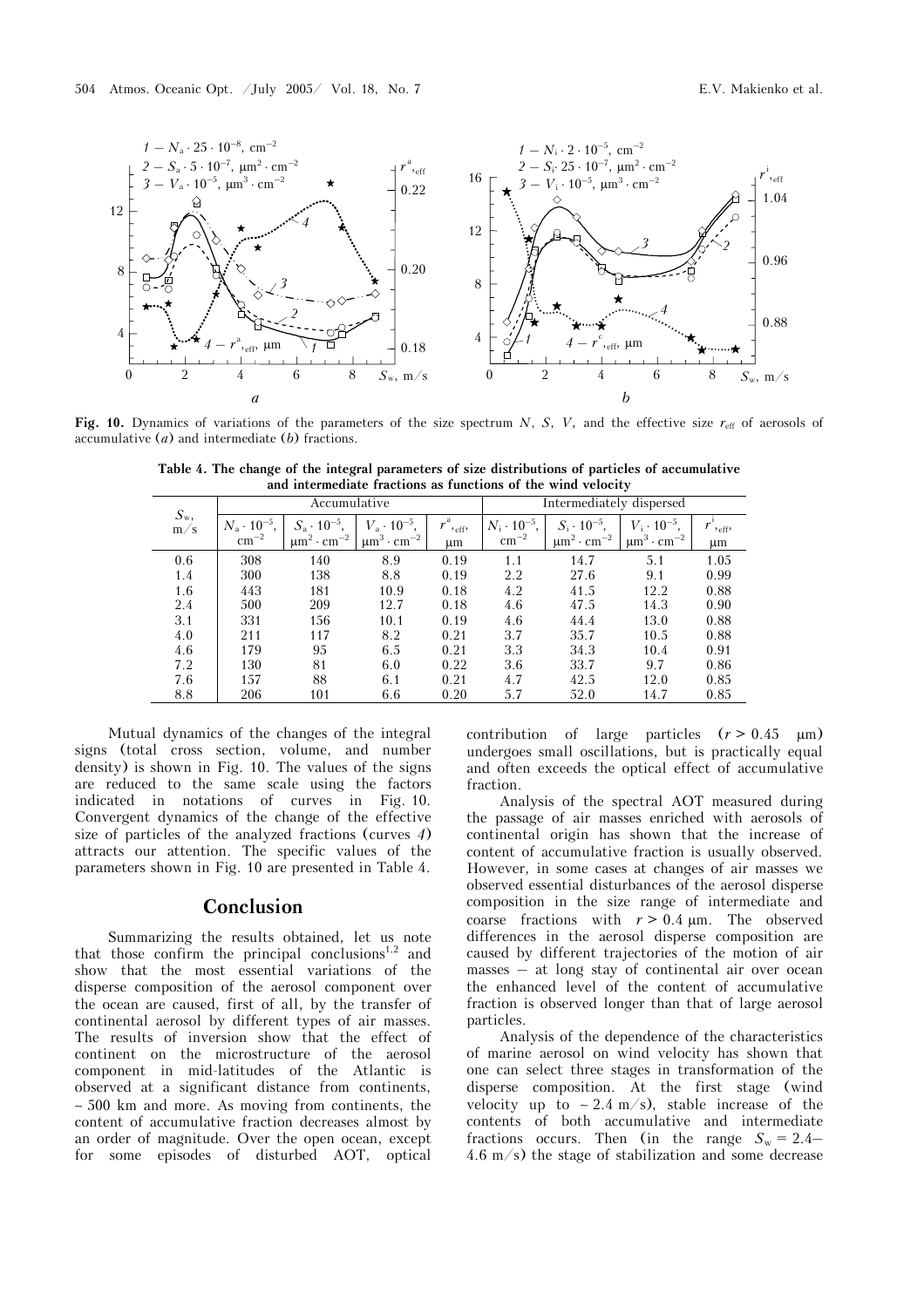**Fig. 10.** Dynamics of variations of the parameters of the size spectrum $N$, $S$, $V$, and the effective size $r_{eff}$ of aerosols of accumulative (*a*) and intermediate (*b*) fractions.

**Table 4. The change of the integral parameters of size distributions of particles of accumulative and intermediate fractions as functions of the wind velocity**

| $S_w$, m/s | Accumulative | | | | Intermediately dispersed | | | |
|---|---|---|---|---|---|---|---|---|
| | $N_a \cdot 10^{-5}$, $cm^{-2}$ | $S_a \cdot 10^{-5}$, $\mu m^2 \cdot cm^{-2}$ | $V_a \cdot 10^{-5}$, $\mu m^3 \cdot cm^{-2}$ | $r^a_{eff}$, μm | $N_i \cdot 10^{-5}$, $cm^{-2}$ | $S_i \cdot 10^{-5}$, $\mu m^2 \cdot cm^{-2}$ | $V_i \cdot 10^{-5}$, $\mu m^3 \cdot cm^{-2}$ | $r^i_{eff}$, μm |
| 0.6 | 308 | 140 | 8.9 | 0.19 | 1.1 | 14.7 | 5.1 | 1.05 |
| 1.4 | 300 | 138 | 8.8 | 0.19 | 2.2 | 27.6 | 9.1 | 0.99 |
| 1.6 | 443 | 181 | 10.9 | 0.18 | 4.2 | 41.5 | 12.2 | 0.88 |
| 2.4 | 500 | 209 | 12.7 | 0.18 | 4.6 | 47.5 | 14.3 | 0.90 |
| 3.1 | 331 | 156 | 10.1 | 0.19 | 4.6 | 44.4 | 13.0 | 0.88 |
| 4.0 | 211 | 117 | 8.2 | 0.21 | 3.7 | 35.7 | 10.5 | 0.88 |
| 4.6 | 179 | 95 | 6.5 | 0.21 | 3.3 | 34.3 | 10.4 | 0.91 |
| 7.2 | 130 | 81 | 6.0 | 0.22 | 3.6 | 33.7 | 9.7 | 0.86 |
| 7.6 | 157 | 88 | 6.1 | 0.21 | 4.7 | 42.5 | 12.0 | 0.85 |
| 8.8 | 206 | 101 | 6.6 | 0.20 | 5.7 | 52.0 | 14.7 | 0.85 |

Mutual dynamics of the changes of the integral signs (total cross section, volume, and number density) is shown in Fig. 10. The values of the signs are reduced to the same scale using the factors indicated in notations of curves in Fig. 10. Convergent dynamics of the change of the effective size of particles of the analyzed fractions (curves *4*) attracts our attention. The specific values of the parameters shown in Fig. 10 are presented in Table 4.

## Conclusion

Summarizing the results obtained, let us note that those confirm the principal conclusions[1,2] and show that the most essential variations of the disperse composition of the aerosol component over the ocean are caused, first of all, by the transfer of continental aerosol by different types of air masses. The results of inversion show that the effect of continent on the microstructure of the aerosol component in mid-latitudes of the Atlantic is observed at a significant distance from continents, ~ 500 km and more. As moving from continents, the content of accumulative fraction decreases almost by an order of magnitude. Over the open ocean, except for some episodes of disturbed AOT, optical contribution of large particles ($r > 0.45$ μm) undergoes small oscillations, but is practically equal and often exceeds the optical effect of accumulative fraction.

Analysis of the spectral AOT measured during the passage of air masses enriched with aerosols of continental origin has shown that the increase of content of accumulative fraction is usually observed. However, in some cases at changes of air masses we observed essential disturbances of the aerosol disperse composition in the size range of intermediate and coarse fractions with $r > 0.4$ μm. The observed differences in the aerosol disperse composition are caused by different trajectories of the motion of air masses – at long stay of continental air over ocean the enhanced level of the content of accumulative fraction is observed longer than that of large aerosol particles.

Analysis of the dependence of the characteristics of marine aerosol on wind velocity has shown that one can select three stages in transformation of the disperse composition. At the first stage (wind velocity up to ~ 2.4 m/s), stable increase of the contents of both accumulative and intermediate fractions occurs. Then (in the range $S_w = 2.4$–4.6 m/s) the stage of stabilization and some decrease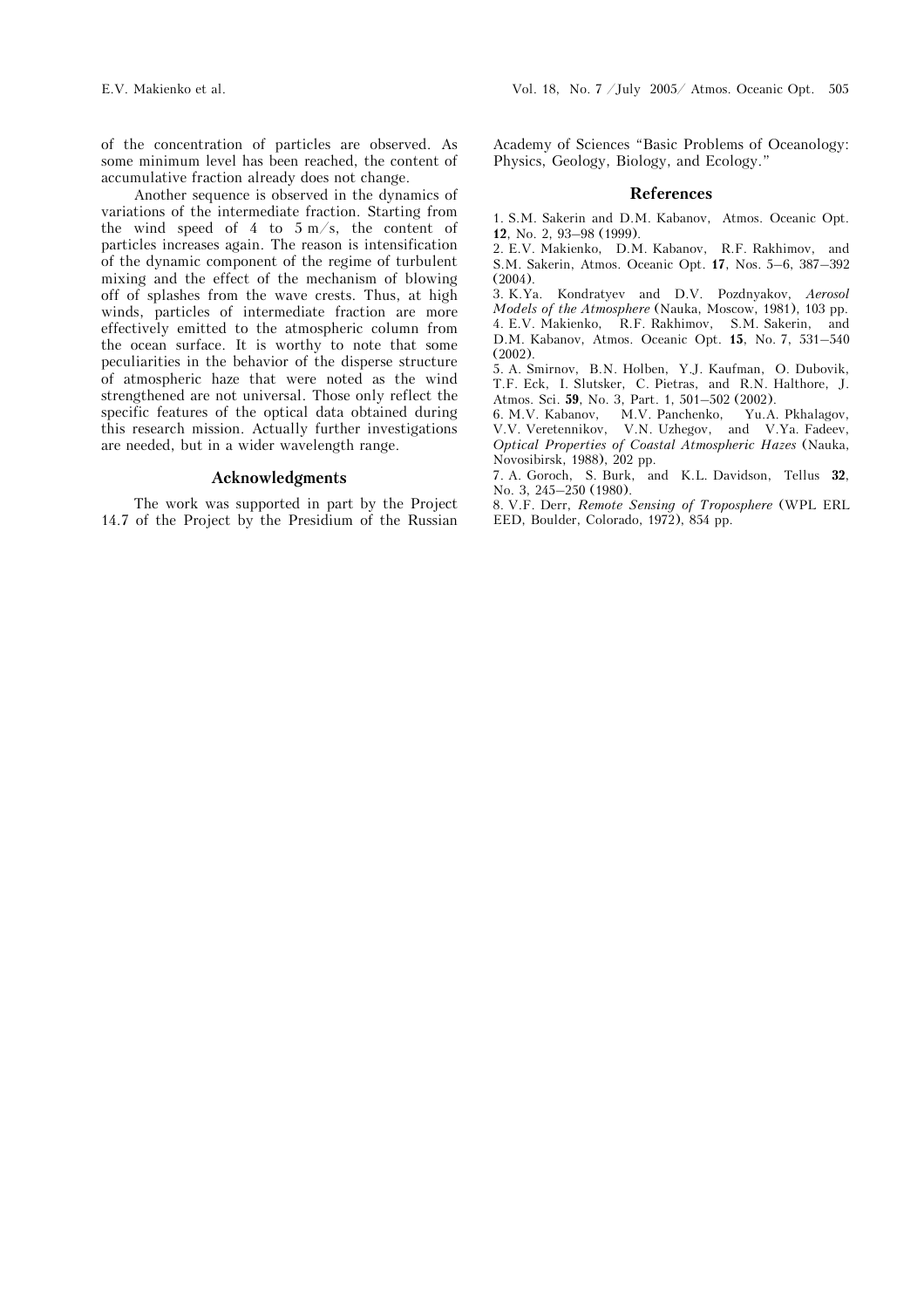of the concentration of particles are observed. As some minimum level has been reached, the content of accumulative fraction already does not change.

Another sequence is observed in the dynamics of variations of the intermediate fraction. Starting from the wind speed of 4 to 5 m/s, the content of particles increases again. The reason is intensification of the dynamic component of the regime of turbulent mixing and the effect of the mechanism of blowing off of splashes from the wave crests. Thus, at high winds, particles of intermediate fraction are more effectively emitted to the atmospheric column from the ocean surface. It is worthy to note that some peculiarities in the behavior of the disperse structure of atmospheric haze that were noted as the wind strengthened are not universal. Those only reflect the specific features of the optical data obtained during this research mission. Actually further investigations are needed, but in a wider wavelength range.

## Acknowledgments

The work was supported in part by the Project 14.7 of the Project by the Presidium of the Russian Academy of Sciences "Basic Problems of Oceanology: Physics, Geology, Biology, and Ecology."

## References

1. S.M. Sakerin and D.M. Kabanov, Atmos. Oceanic Opt. **12**, No. 2, 93–98 (1999).
2. E.V. Makienko, D.M. Kabanov, R.F. Rakhimov, and S.M. Sakerin, Atmos. Oceanic Opt. **17**, Nos. 5–6, 387–392 (2004).
3. K.Ya. Kondratyev and D.V. Pozdnyakov, *Aerosol Models of the Atmosphere* (Nauka, Moscow, 1981), 103 pp.
4. E.V. Makienko, R.F. Rakhimov, S.M. Sakerin, and D.M. Kabanov, Atmos. Oceanic Opt. **15**, No. 7, 531–540 (2002).
5. A. Smirnov, B.N. Holben, Y.J. Kaufman, O. Dubovik, T.F. Eck, I. Slutsker, C. Pietras, and R.N. Halthore, J. Atmos. Sci. **59**, No. 3, Part. 1, 501–502 (2002).
6. M.V. Kabanov, M.V. Panchenko, Yu.A. Pkhalagov, V.V. Veretennikov, V.N. Uzhegov, and V.Ya. Fadeev, *Optical Properties of Coastal Atmospheric Hazes* (Nauka, Novosibirsk, 1988), 202 pp.
7. A. Goroch, S. Burk, and K.L. Davidson, Tellus **32**, No. 3, 245–250 (1980).
8. V.F. Derr, *Remote Sensing of Troposphere* (WPL ERL EED, Boulder, Colorado, 1972), 854 pp.